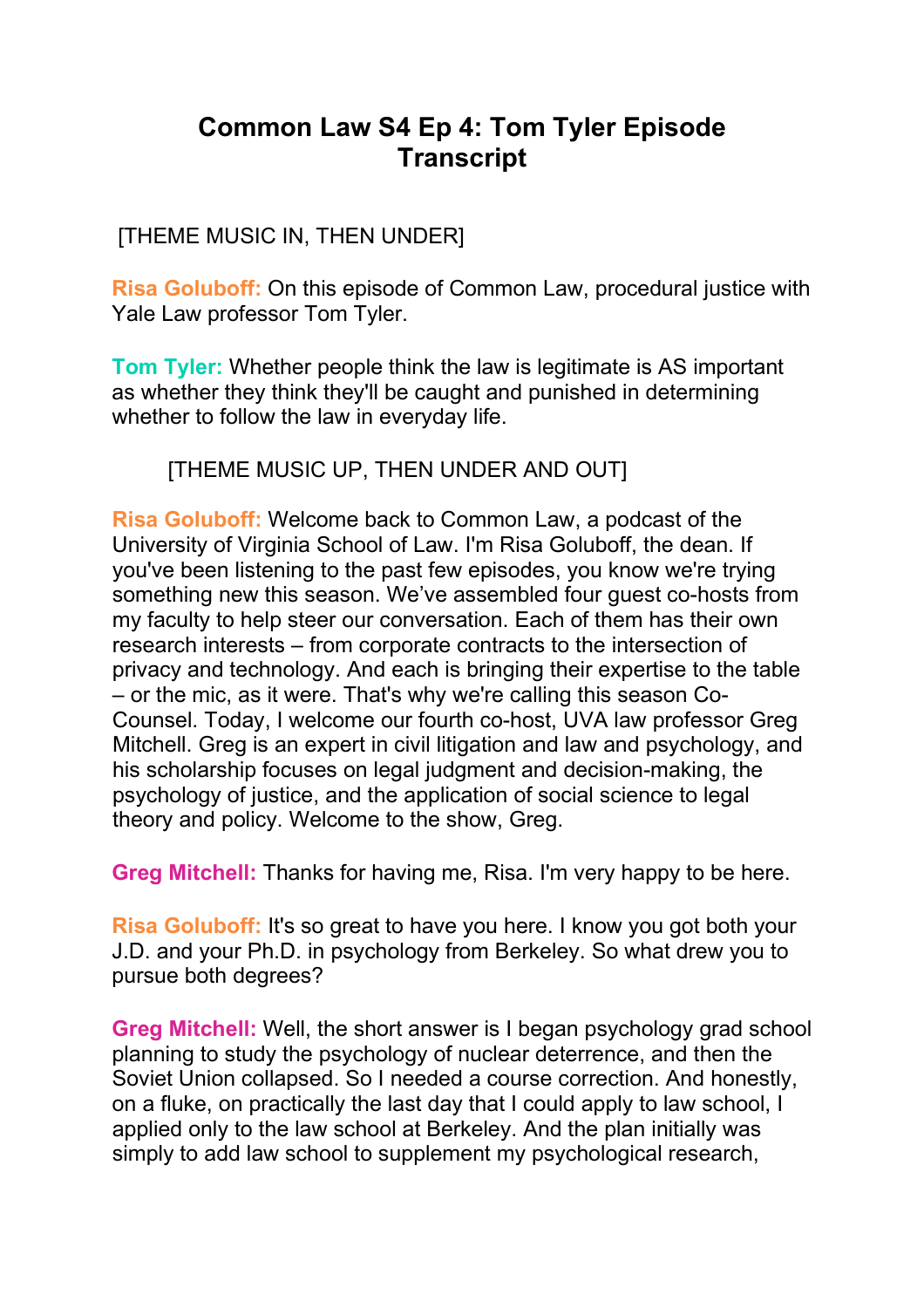# Common Law S4 Ep 4: Tom Tyler Episode Transcript

[THEME MUSIC IN, THEN UNDER]

**Risa Goluboff:** On this episode of Common Law, procedural justice with Yale Law professor Tom Tyler.

**Tom Tyler:** Whether people think the law is legitimate is AS important as whether they think they'll be caught and punished in determining whether to follow the law in everyday life.

[THEME MUSIC UP, THEN UNDER AND OUT]

**Risa Goluboff:** Welcome back to Common Law, a podcast of the University of Virginia School of Law. I'm Risa Goluboff, the dean. If you've been listening to the past few episodes, you know we're trying something new this season. We've assembled four guest co-hosts from my faculty to help steer our conversation. Each of them has their own research interests – from corporate contracts to the intersection of privacy and technology. And each is bringing their expertise to the table – or the mic, as it were. That's why we're calling this season Co-Counsel. Today, I welcome our fourth co-host, UVA law professor Greg Mitchell. Greg is an expert in civil litigation and law and psychology, and his scholarship focuses on legal judgment and decision-making, the psychology of justice, and the application of social science to legal theory and policy. Welcome to the show, Greg.

**Greg Mitchell:** Thanks for having me, Risa. I'm very happy to be here.

**Risa Goluboff:** It's so great to have you here. I know you got both your J.D. and your Ph.D. in psychology from Berkeley. So what drew you to pursue both degrees?

**Greg Mitchell:** Well, the short answer is I began psychology grad school planning to study the psychology of nuclear deterrence, and then the Soviet Union collapsed. So I needed a course correction. And honestly, on a fluke, on practically the last day that I could apply to law school, I applied only to the law school at Berkeley. And the plan initially was simply to add law school to supplement my psychological research,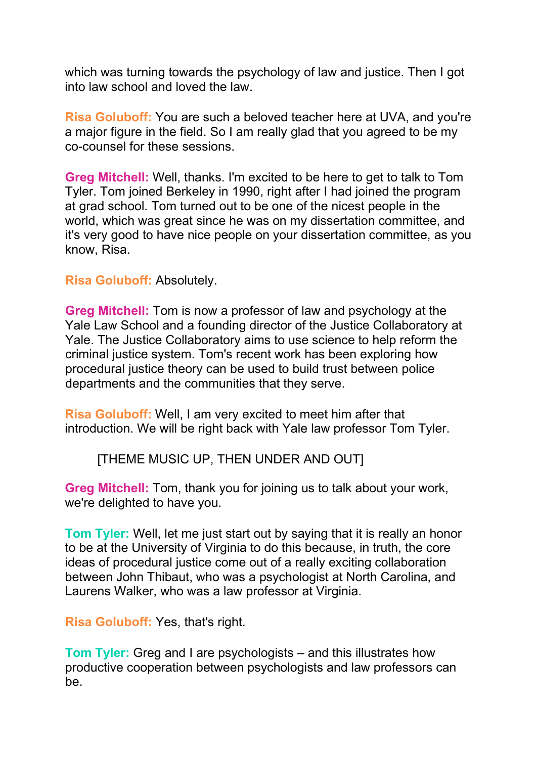which was turning towards the psychology of law and justice. Then I got into law school and loved the law.

**Risa Goluboff:** You are such a beloved teacher here at UVA, and you're a major figure in the field. So I am really glad that you agreed to be my co-counsel for these sessions.

**Greg Mitchell:** Well, thanks. I'm excited to be here to get to talk to Tom Tyler. Tom joined Berkeley in 1990, right after I had joined the program at grad school. Tom turned out to be one of the nicest people in the world, which was great since he was on my dissertation committee, and it's very good to have nice people on your dissertation committee, as you know, Risa.

**Risa Goluboff:** Absolutely.

**Greg Mitchell:** Tom is now a professor of law and psychology at the Yale Law School and a founding director of the Justice Collaboratory at Yale. The Justice Collaboratory aims to use science to help reform the criminal justice system. Tom's recent work has been exploring how procedural justice theory can be used to build trust between police departments and the communities that they serve.

**Risa Goluboff:** Well, I am very excited to meet him after that introduction. We will be right back with Yale law professor Tom Tyler.

[THEME MUSIC UP, THEN UNDER AND OUT]

**Greg Mitchell:** Tom, thank you for joining us to talk about your work, we're delighted to have you.

**Tom Tyler:** Well, let me just start out by saying that it is really an honor to be at the University of Virginia to do this because, in truth, the core ideas of procedural justice come out of a really exciting collaboration between John Thibaut, who was a psychologist at North Carolina, and Laurens Walker, who was a law professor at Virginia.

**Risa Goluboff:** Yes, that's right.

**Tom Tyler:** Greg and I are psychologists – and this illustrates how productive cooperation between psychologists and law professors can be.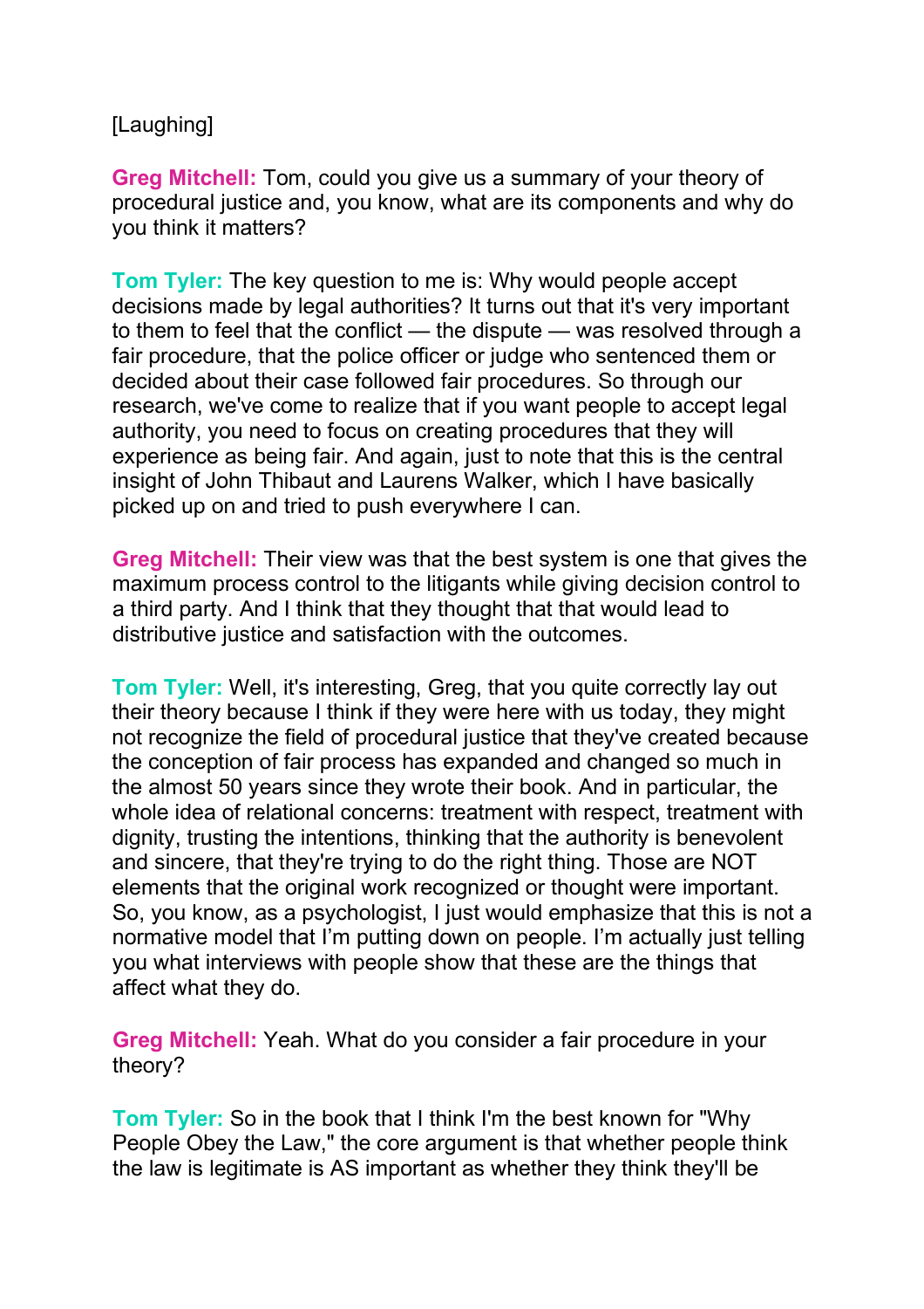[Laughing]

**Greg Mitchell:** Tom, could you give us a summary of your theory of procedural justice and, you know, what are its components and why do you think it matters?

**Tom Tyler:** The key question to me is: Why would people accept decisions made by legal authorities? It turns out that it's very important to them to feel that the conflict — the dispute — was resolved through a fair procedure, that the police officer or judge who sentenced them or decided about their case followed fair procedures. So through our research, we've come to realize that if you want people to accept legal authority, you need to focus on creating procedures that they will experience as being fair. And again, just to note that this is the central insight of John Thibaut and Laurens Walker, which I have basically picked up on and tried to push everywhere I can.

**Greg Mitchell:** Their view was that the best system is one that gives the maximum process control to the litigants while giving decision control to a third party. And I think that they thought that that would lead to distributive justice and satisfaction with the outcomes.

**Tom Tyler:** Well, it's interesting, Greg, that you quite correctly lay out their theory because I think if they were here with us today, they might not recognize the field of procedural justice that they've created because the conception of fair process has expanded and changed so much in the almost 50 years since they wrote their book. And in particular, the whole idea of relational concerns: treatment with respect, treatment with dignity, trusting the intentions, thinking that the authority is benevolent and sincere, that they're trying to do the right thing. Those are NOT elements that the original work recognized or thought were important. So, you know, as a psychologist, I just would emphasize that this is not a normative model that I'm putting down on people. I'm actually just telling you what interviews with people show that these are the things that affect what they do.

**Greg Mitchell:** Yeah. What do you consider a fair procedure in your theory?

**Tom Tyler:** So in the book that I think I'm the best known for "Why People Obey the Law," the core argument is that whether people think the law is legitimate is AS important as whether they think they'll be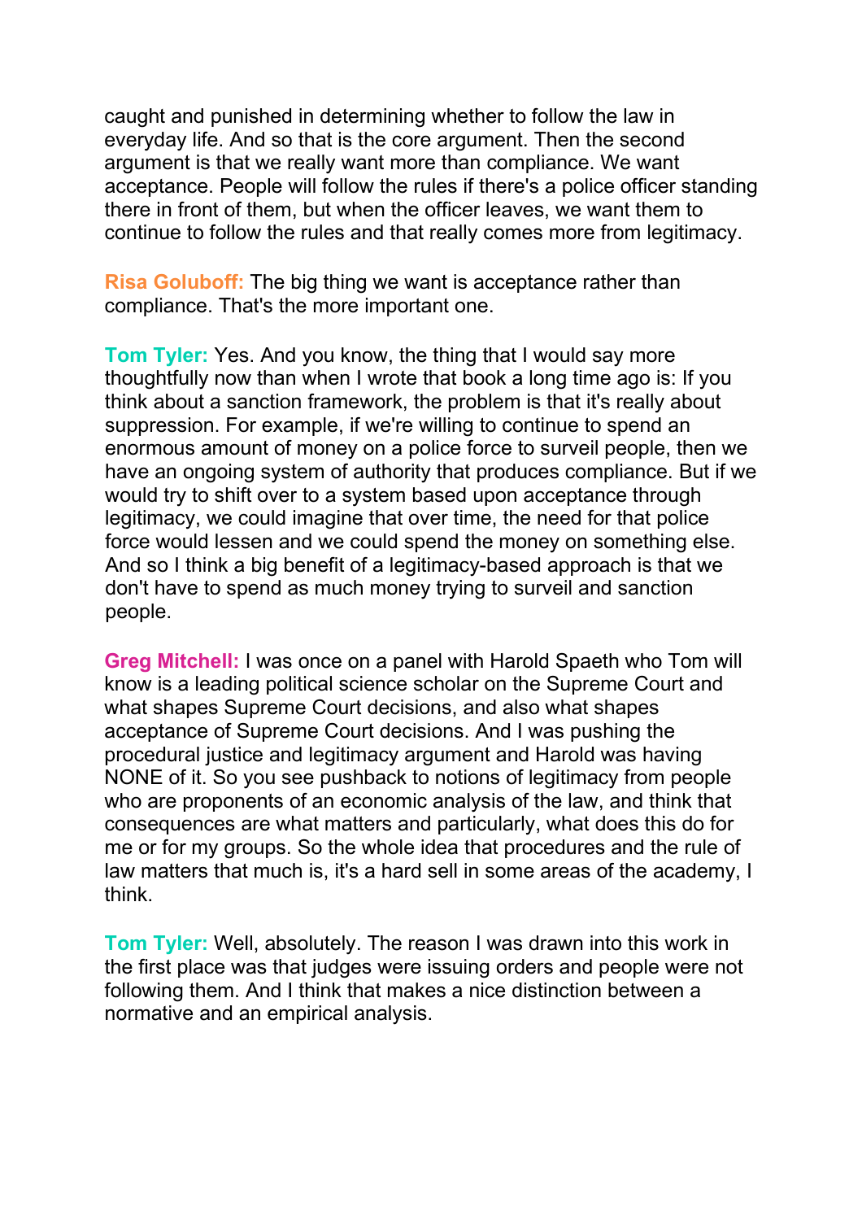caught and punished in determining whether to follow the law in everyday life. And so that is the core argument. Then the second argument is that we really want more than compliance. We want acceptance. People will follow the rules if there's a police officer standing there in front of them, but when the officer leaves, we want them to continue to follow the rules and that really comes more from legitimacy.

**Risa Goluboff:** The big thing we want is acceptance rather than compliance. That's the more important one.

**Tom Tyler:** Yes. And you know, the thing that I would say more thoughtfully now than when I wrote that book a long time ago is: If you think about a sanction framework, the problem is that it's really about suppression. For example, if we're willing to continue to spend an enormous amount of money on a police force to surveil people, then we have an ongoing system of authority that produces compliance. But if we would try to shift over to a system based upon acceptance through legitimacy, we could imagine that over time, the need for that police force would lessen and we could spend the money on something else. And so I think a big benefit of a legitimacy-based approach is that we don't have to spend as much money trying to surveil and sanction people.

**Greg Mitchell:** I was once on a panel with Harold Spaeth who Tom will know is a leading political science scholar on the Supreme Court and what shapes Supreme Court decisions, and also what shapes acceptance of Supreme Court decisions. And I was pushing the procedural justice and legitimacy argument and Harold was having NONE of it. So you see pushback to notions of legitimacy from people who are proponents of an economic analysis of the law, and think that consequences are what matters and particularly, what does this do for me or for my groups. So the whole idea that procedures and the rule of law matters that much is, it's a hard sell in some areas of the academy, I think.

**Tom Tyler:** Well, absolutely. The reason I was drawn into this work in the first place was that judges were issuing orders and people were not following them. And I think that makes a nice distinction between a normative and an empirical analysis.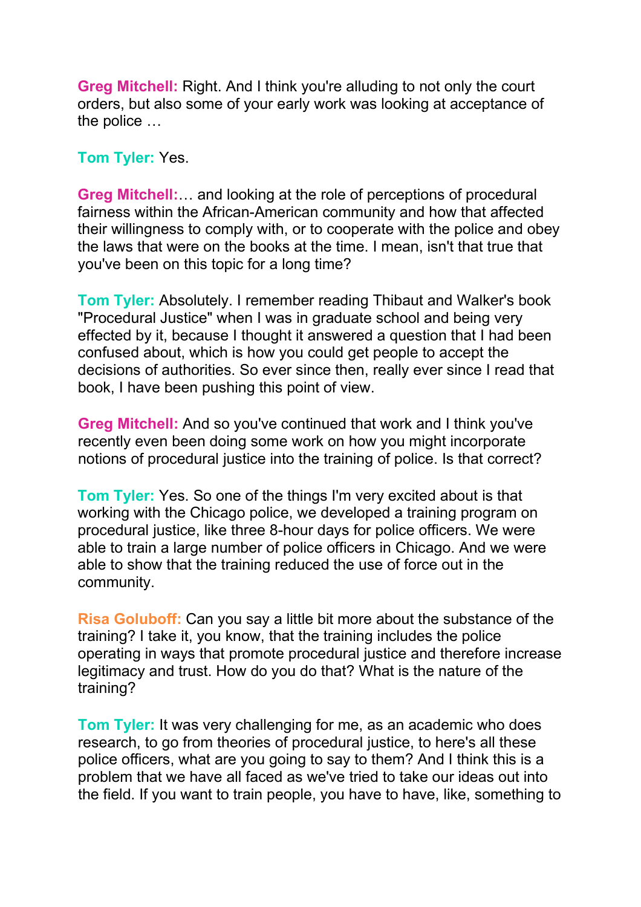**Greg Mitchell:** Right. And I think you're alluding to not only the court orders, but also some of your early work was looking at acceptance of the police …

**Tom Tyler:** Yes.

**Greg Mitchell:**… and looking at the role of perceptions of procedural fairness within the African-American community and how that affected their willingness to comply with, or to cooperate with the police and obey the laws that were on the books at the time. I mean, isn't that true that you've been on this topic for a long time?

**Tom Tyler:** Absolutely. I remember reading Thibaut and Walker's book "Procedural Justice" when I was in graduate school and being very effected by it, because I thought it answered a question that I had been confused about, which is how you could get people to accept the decisions of authorities. So ever since then, really ever since I read that book, I have been pushing this point of view.

**Greg Mitchell:** And so you've continued that work and I think you've recently even been doing some work on how you might incorporate notions of procedural justice into the training of police. Is that correct?

**Tom Tyler:** Yes. So one of the things I'm very excited about is that working with the Chicago police, we developed a training program on procedural justice, like three 8-hour days for police officers. We were able to train a large number of police officers in Chicago. And we were able to show that the training reduced the use of force out in the community.

**Risa Goluboff:** Can you say a little bit more about the substance of the training? I take it, you know, that the training includes the police operating in ways that promote procedural justice and therefore increase legitimacy and trust. How do you do that? What is the nature of the training?

**Tom Tyler:** It was very challenging for me, as an academic who does research, to go from theories of procedural justice, to here's all these police officers, what are you going to say to them? And I think this is a problem that we have all faced as we've tried to take our ideas out into the field. If you want to train people, you have to have, like, something to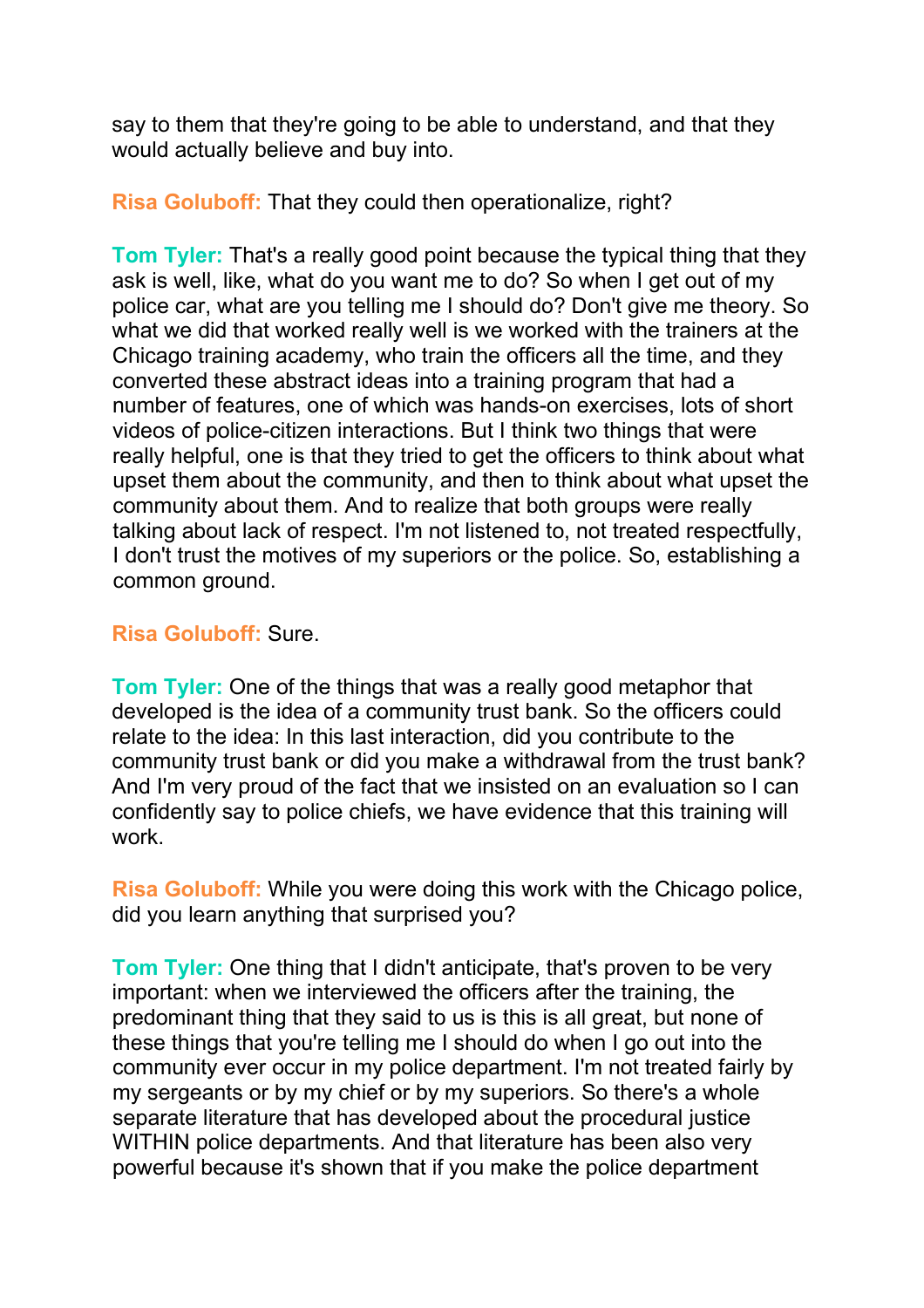say to them that they're going to be able to understand, and that they would actually believe and buy into.

**Risa Goluboff:** That they could then operationalize, right?

**Tom Tyler:** That's a really good point because the typical thing that they ask is well, like, what do you want me to do? So when I get out of my police car, what are you telling me I should do? Don't give me theory. So what we did that worked really well is we worked with the trainers at the Chicago training academy, who train the officers all the time, and they converted these abstract ideas into a training program that had a number of features, one of which was hands-on exercises, lots of short videos of police-citizen interactions. But I think two things that were really helpful, one is that they tried to get the officers to think about what upset them about the community, and then to think about what upset the community about them. And to realize that both groups were really talking about lack of respect. I'm not listened to, not treated respectfully, I don't trust the motives of my superiors or the police. So, establishing a common ground.

**Risa Goluboff:** Sure.

**Tom Tyler:** One of the things that was a really good metaphor that developed is the idea of a community trust bank. So the officers could relate to the idea: In this last interaction, did you contribute to the community trust bank or did you make a withdrawal from the trust bank? And I'm very proud of the fact that we insisted on an evaluation so I can confidently say to police chiefs, we have evidence that this training will work.

**Risa Goluboff:** While you were doing this work with the Chicago police, did you learn anything that surprised you?

**Tom Tyler:** One thing that I didn't anticipate, that's proven to be very important: when we interviewed the officers after the training, the predominant thing that they said to us is this is all great, but none of these things that you're telling me I should do when I go out into the community ever occur in my police department. I'm not treated fairly by my sergeants or by my chief or by my superiors. So there's a whole separate literature that has developed about the procedural justice WITHIN police departments. And that literature has been also very powerful because it's shown that if you make the police department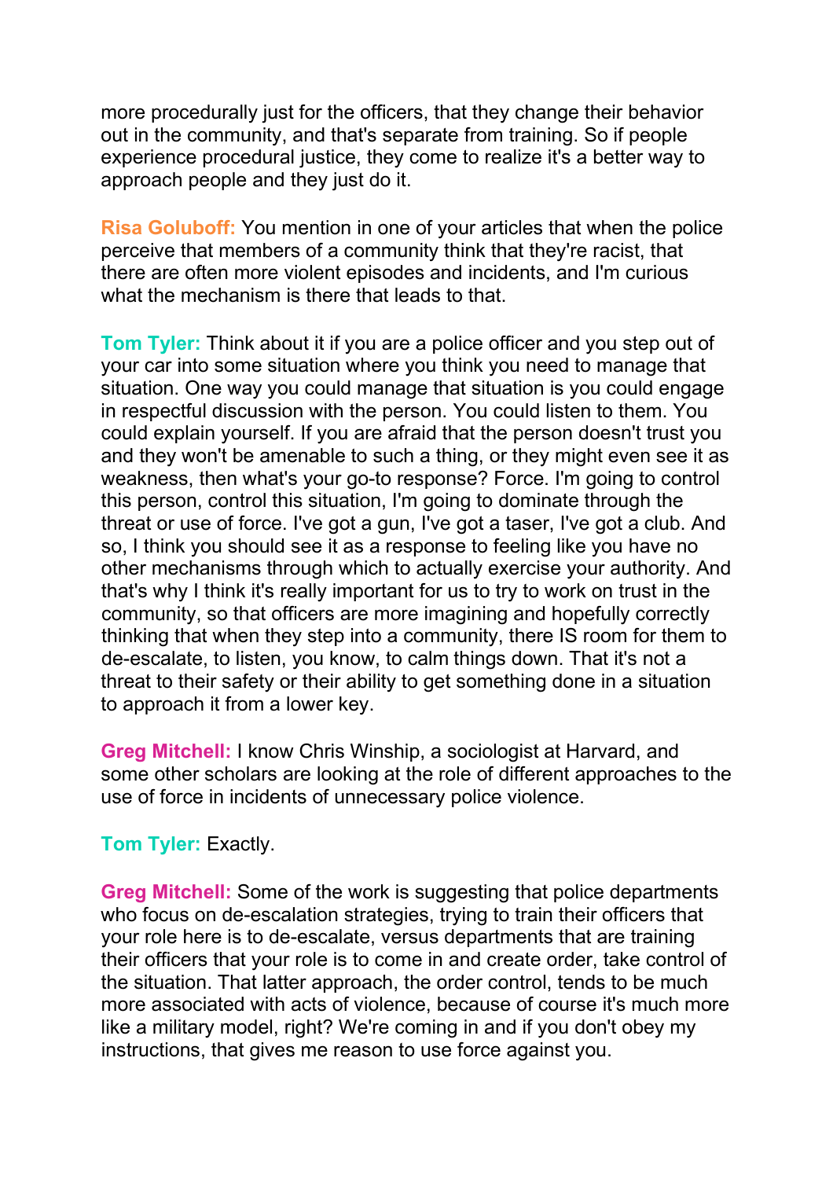more procedurally just for the officers, that they change their behavior out in the community, and that's separate from training. So if people experience procedural justice, they come to realize it's a better way to approach people and they just do it.

**Risa Goluboff:** You mention in one of your articles that when the police perceive that members of a community think that they're racist, that there are often more violent episodes and incidents, and I'm curious what the mechanism is there that leads to that.

**Tom Tyler:** Think about it if you are a police officer and you step out of your car into some situation where you think you need to manage that situation. One way you could manage that situation is you could engage in respectful discussion with the person. You could listen to them. You could explain yourself. If you are afraid that the person doesn't trust you and they won't be amenable to such a thing, or they might even see it as weakness, then what's your go-to response? Force. I'm going to control this person, control this situation, I'm going to dominate through the threat or use of force. I've got a gun, I've got a taser, I've got a club. And so, I think you should see it as a response to feeling like you have no other mechanisms through which to actually exercise your authority. And that's why I think it's really important for us to try to work on trust in the community, so that officers are more imagining and hopefully correctly thinking that when they step into a community, there IS room for them to de-escalate, to listen, you know, to calm things down. That it's not a threat to their safety or their ability to get something done in a situation to approach it from a lower key.

**Greg Mitchell:** I know Chris Winship, a sociologist at Harvard, and some other scholars are looking at the role of different approaches to the use of force in incidents of unnecessary police violence.

**Tom Tyler:** Exactly.

**Greg Mitchell:** Some of the work is suggesting that police departments who focus on de-escalation strategies, trying to train their officers that your role here is to de-escalate, versus departments that are training their officers that your role is to come in and create order, take control of the situation. That latter approach, the order control, tends to be much more associated with acts of violence, because of course it's much more like a military model, right? We're coming in and if you don't obey my instructions, that gives me reason to use force against you.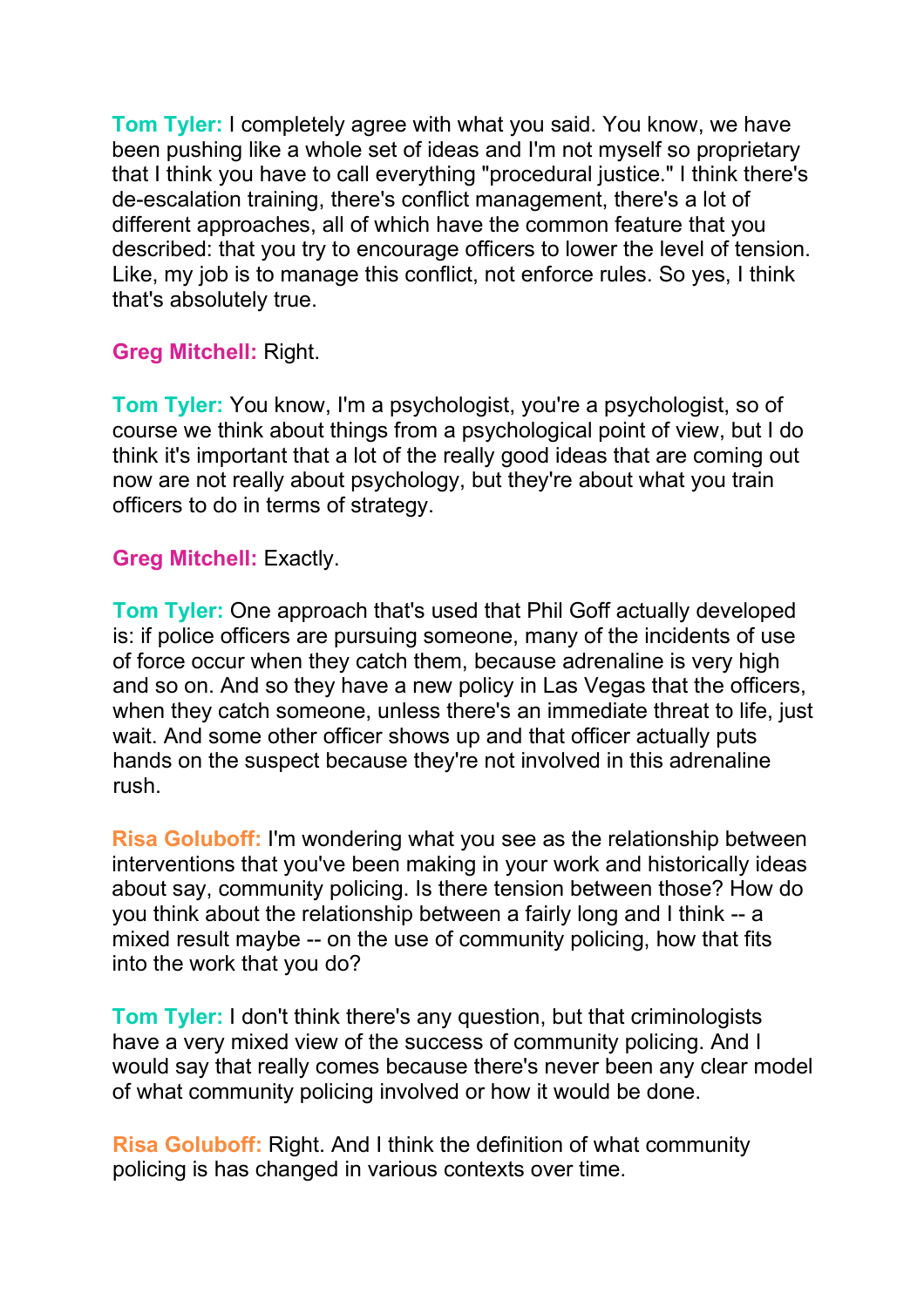**Tom Tyler:** I completely agree with what you said. You know, we have been pushing like a whole set of ideas and I'm not myself so proprietary that I think you have to call everything "procedural justice." I think there's de-escalation training, there's conflict management, there's a lot of different approaches, all of which have the common feature that you described: that you try to encourage officers to lower the level of tension. Like, my job is to manage this conflict, not enforce rules. So yes, I think that's absolutely true.

**Greg Mitchell:** Right.

**Tom Tyler:** You know, I'm a psychologist, you're a psychologist, so of course we think about things from a psychological point of view, but I do think it's important that a lot of the really good ideas that are coming out now are not really about psychology, but they're about what you train officers to do in terms of strategy.

**Greg Mitchell:** Exactly.

**Tom Tyler:** One approach that's used that Phil Goff actually developed is: if police officers are pursuing someone, many of the incidents of use of force occur when they catch them, because adrenaline is very high and so on. And so they have a new policy in Las Vegas that the officers, when they catch someone, unless there's an immediate threat to life, just wait. And some other officer shows up and that officer actually puts hands on the suspect because they're not involved in this adrenaline rush.

**Risa Goluboff:** I'm wondering what you see as the relationship between interventions that you've been making in your work and historically ideas about say, community policing. Is there tension between those? How do you think about the relationship between a fairly long and I think -- a mixed result maybe -- on the use of community policing, how that fits into the work that you do?

**Tom Tyler:** I don't think there's any question, but that criminologists have a very mixed view of the success of community policing. And I would say that really comes because there's never been any clear model of what community policing involved or how it would be done.

**Risa Goluboff:** Right. And I think the definition of what community policing is has changed in various contexts over time.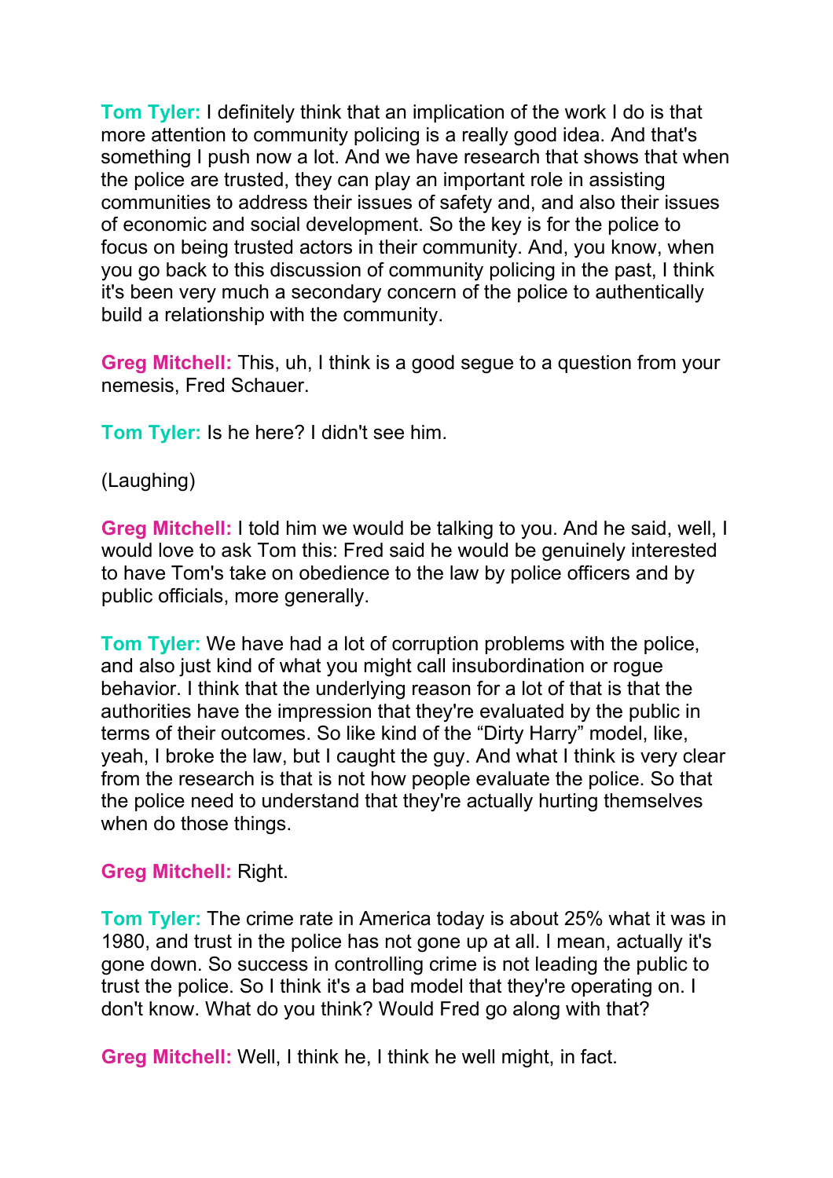**Tom Tyler:** I definitely think that an implication of the work I do is that more attention to community policing is a really good idea. And that's something I push now a lot. And we have research that shows that when the police are trusted, they can play an important role in assisting communities to address their issues of safety and, and also their issues of economic and social development. So the key is for the police to focus on being trusted actors in their community. And, you know, when you go back to this discussion of community policing in the past, I think it's been very much a secondary concern of the police to authentically build a relationship with the community.

**Greg Mitchell:** This, uh, I think is a good segue to a question from your nemesis, Fred Schauer.

**Tom Tyler:** Is he here? I didn't see him.

(Laughing)

**Greg Mitchell:** I told him we would be talking to you. And he said, well, I would love to ask Tom this: Fred said he would be genuinely interested to have Tom's take on obedience to the law by police officers and by public officials, more generally.

**Tom Tyler:** We have had a lot of corruption problems with the police, and also just kind of what you might call insubordination or rogue behavior. I think that the underlying reason for a lot of that is that the authorities have the impression that they're evaluated by the public in terms of their outcomes. So like kind of the "Dirty Harry" model, like, yeah, I broke the law, but I caught the guy. And what I think is very clear from the research is that is not how people evaluate the police. So that the police need to understand that they're actually hurting themselves when do those things.

**Greg Mitchell:** Right.

**Tom Tyler:** The crime rate in America today is about 25% what it was in 1980, and trust in the police has not gone up at all. I mean, actually it's gone down. So success in controlling crime is not leading the public to trust the police. So I think it's a bad model that they're operating on. I don't know. What do you think? Would Fred go along with that?

**Greg Mitchell:** Well, I think he, I think he well might, in fact.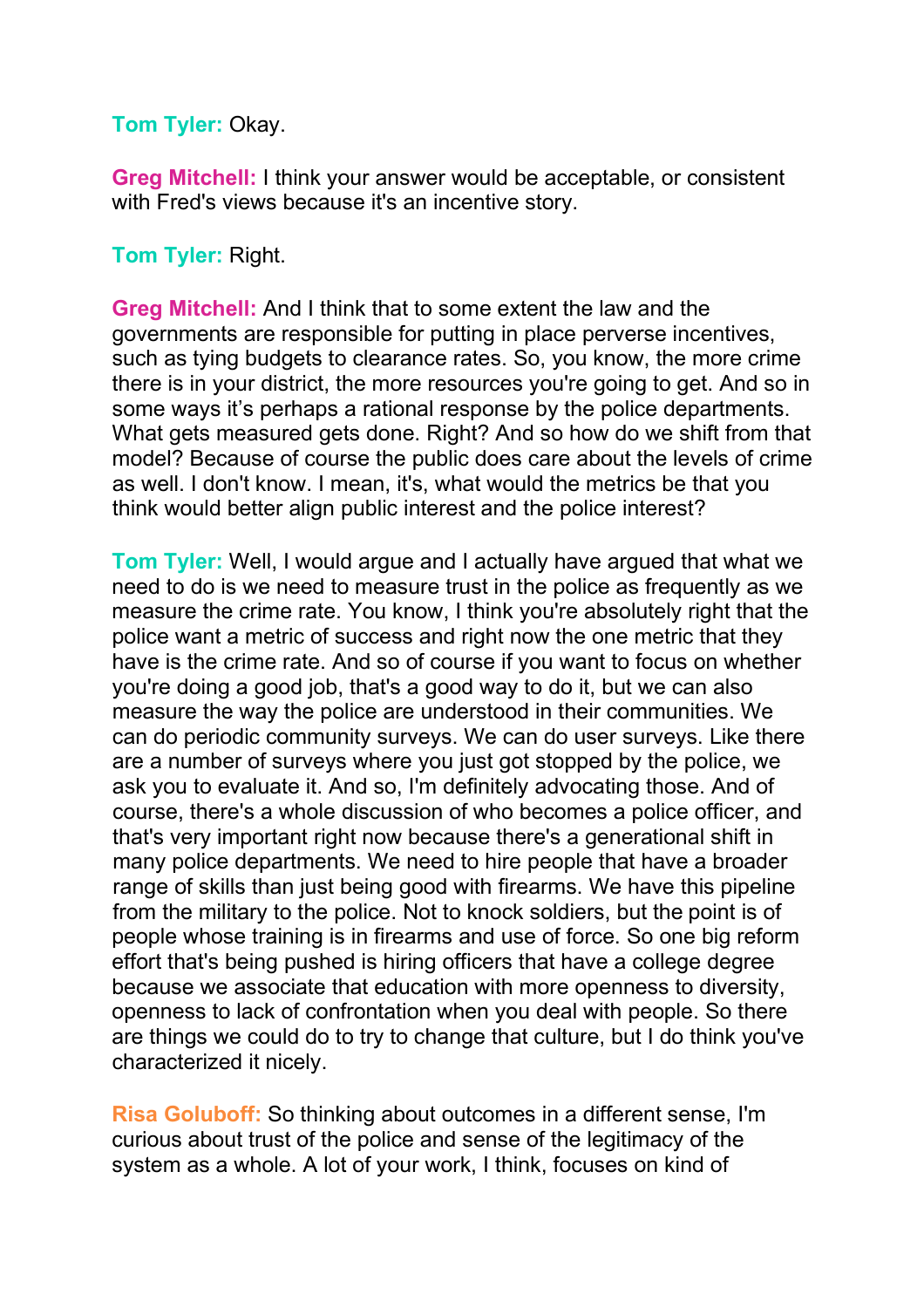**Tom Tyler:** Okay.

**Greg Mitchell:** I think your answer would be acceptable, or consistent with Fred's views because it's an incentive story.

**Tom Tyler:** Right.

**Greg Mitchell:** And I think that to some extent the law and the governments are responsible for putting in place perverse incentives, such as tying budgets to clearance rates. So, you know, the more crime there is in your district, the more resources you're going to get. And so in some ways it's perhaps a rational response by the police departments. What gets measured gets done. Right? And so how do we shift from that model? Because of course the public does care about the levels of crime as well. I don't know. I mean, it's, what would the metrics be that you think would better align public interest and the police interest?

**Tom Tyler:** Well, I would argue and I actually have argued that what we need to do is we need to measure trust in the police as frequently as we measure the crime rate. You know, I think you're absolutely right that the police want a metric of success and right now the one metric that they have is the crime rate. And so of course if you want to focus on whether you're doing a good job, that's a good way to do it, but we can also measure the way the police are understood in their communities. We can do periodic community surveys. We can do user surveys. Like there are a number of surveys where you just got stopped by the police, we ask you to evaluate it. And so, I'm definitely advocating those. And of course, there's a whole discussion of who becomes a police officer, and that's very important right now because there's a generational shift in many police departments. We need to hire people that have a broader range of skills than just being good with firearms. We have this pipeline from the military to the police. Not to knock soldiers, but the point is of people whose training is in firearms and use of force. So one big reform effort that's being pushed is hiring officers that have a college degree because we associate that education with more openness to diversity, openness to lack of confrontation when you deal with people. So there are things we could do to try to change that culture, but I do think you've characterized it nicely.

**Risa Goluboff:** So thinking about outcomes in a different sense, I'm curious about trust of the police and sense of the legitimacy of the system as a whole. A lot of your work, I think, focuses on kind of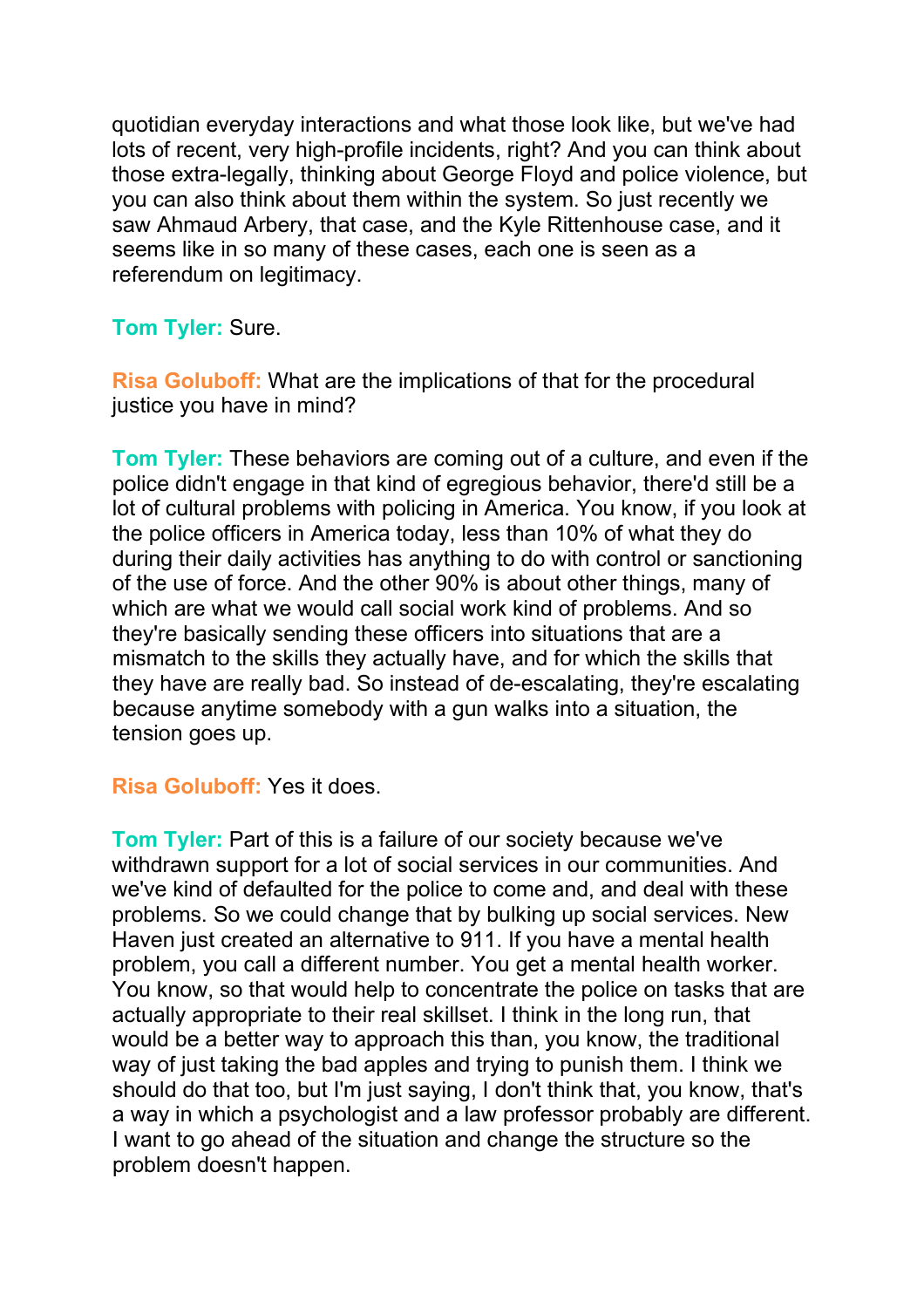quotidian everyday interactions and what those look like, but we've had lots of recent, very high-profile incidents, right? And you can think about those extra-legally, thinking about George Floyd and police violence, but you can also think about them within the system. So just recently we saw Ahmaud Arbery, that case, and the Kyle Rittenhouse case, and it seems like in so many of these cases, each one is seen as a referendum on legitimacy.

**Tom Tyler:** Sure.

**Risa Goluboff:** What are the implications of that for the procedural justice you have in mind?

**Tom Tyler:** These behaviors are coming out of a culture, and even if the police didn't engage in that kind of egregious behavior, there'd still be a lot of cultural problems with policing in America. You know, if you look at the police officers in America today, less than 10% of what they do during their daily activities has anything to do with control or sanctioning of the use of force. And the other 90% is about other things, many of which are what we would call social work kind of problems. And so they're basically sending these officers into situations that are a mismatch to the skills they actually have, and for which the skills that they have are really bad. So instead of de-escalating, they're escalating because anytime somebody with a gun walks into a situation, the tension goes up.

**Risa Goluboff:** Yes it does.

**Tom Tyler:** Part of this is a failure of our society because we've withdrawn support for a lot of social services in our communities. And we've kind of defaulted for the police to come and, and deal with these problems. So we could change that by bulking up social services. New Haven just created an alternative to 911. If you have a mental health problem, you call a different number. You get a mental health worker. You know, so that would help to concentrate the police on tasks that are actually appropriate to their real skillset. I think in the long run, that would be a better way to approach this than, you know, the traditional way of just taking the bad apples and trying to punish them. I think we should do that too, but I'm just saying, I don't think that, you know, that's a way in which a psychologist and a law professor probably are different. I want to go ahead of the situation and change the structure so the problem doesn't happen.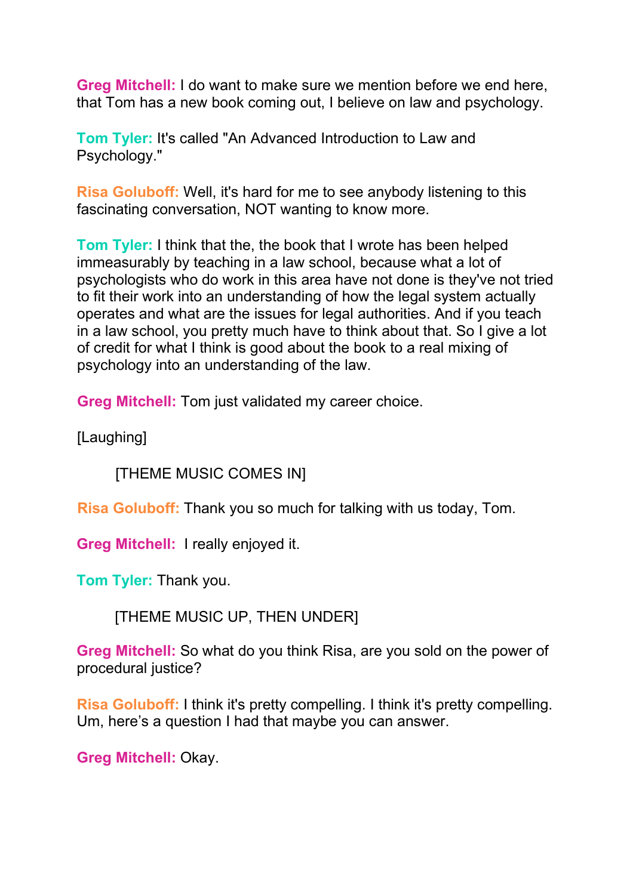**Greg Mitchell:** I do want to make sure we mention before we end here, that Tom has a new book coming out, I believe on law and psychology.

**Tom Tyler:** It's called "An Advanced Introduction to Law and Psychology."

**Risa Goluboff:** Well, it's hard for me to see anybody listening to this fascinating conversation, NOT wanting to know more.

**Tom Tyler:** I think that the, the book that I wrote has been helped immeasurably by teaching in a law school, because what a lot of psychologists who do work in this area have not done is they've not tried to fit their work into an understanding of how the legal system actually operates and what are the issues for legal authorities. And if you teach in a law school, you pretty much have to think about that. So I give a lot of credit for what I think is good about the book to a real mixing of psychology into an understanding of the law.

**Greg Mitchell:** Tom just validated my career choice.

[Laughing]

[THEME MUSIC COMES IN]

**Risa Goluboff:** Thank you so much for talking with us today, Tom.

**Greg Mitchell:** I really enjoyed it.

**Tom Tyler:** Thank you.

[THEME MUSIC UP, THEN UNDER]

**Greg Mitchell:** So what do you think Risa, are you sold on the power of procedural justice?

**Risa Goluboff:** I think it's pretty compelling. I think it's pretty compelling. Um, here's a question I had that maybe you can answer.

**Greg Mitchell:** Okay.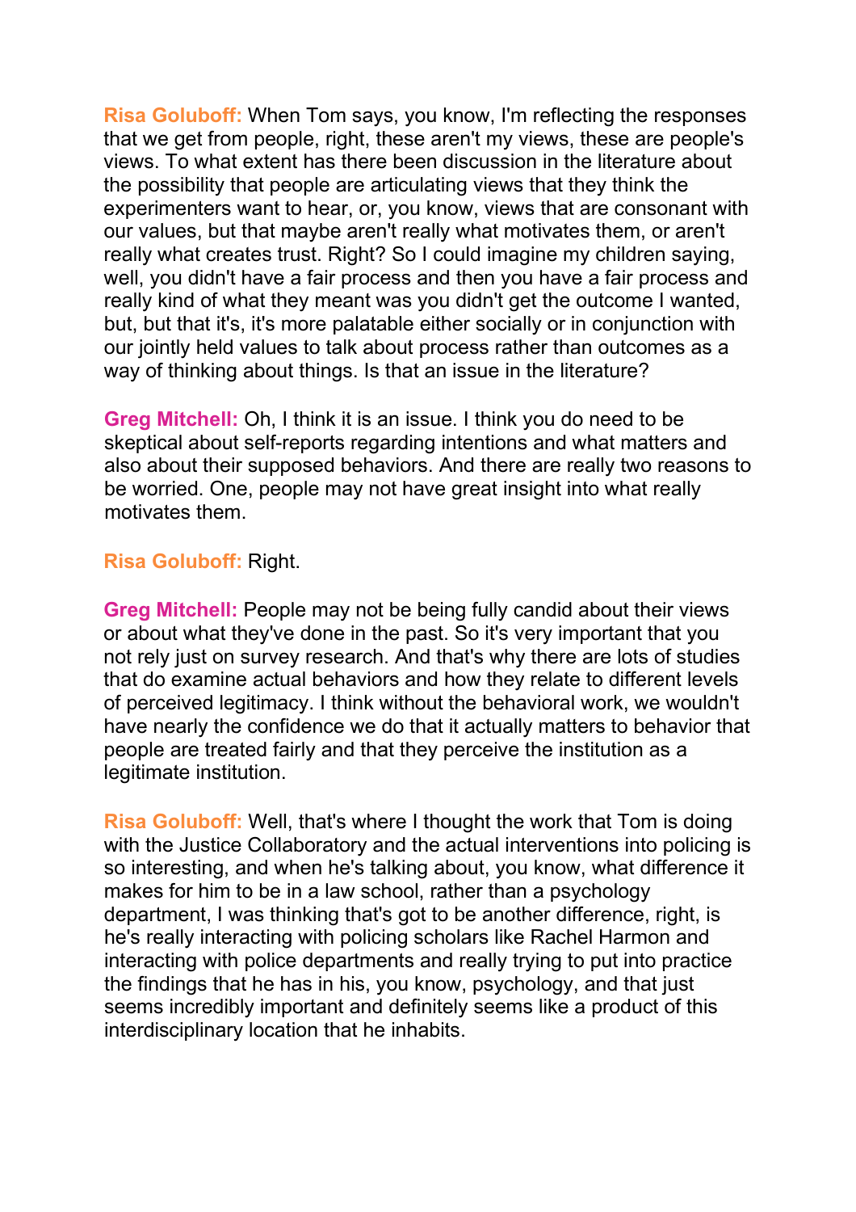**Risa Goluboff:** When Tom says, you know, I'm reflecting the responses that we get from people, right, these aren't my views, these are people's views. To what extent has there been discussion in the literature about the possibility that people are articulating views that they think the experimenters want to hear, or, you know, views that are consonant with our values, but that maybe aren't really what motivates them, or aren't really what creates trust. Right? So I could imagine my children saying, well, you didn't have a fair process and then you have a fair process and really kind of what they meant was you didn't get the outcome I wanted, but, but that it's, it's more palatable either socially or in conjunction with our jointly held values to talk about process rather than outcomes as a way of thinking about things. Is that an issue in the literature?

**Greg Mitchell:** Oh, I think it is an issue. I think you do need to be skeptical about self-reports regarding intentions and what matters and also about their supposed behaviors. And there are really two reasons to be worried. One, people may not have great insight into what really motivates them.

**Risa Goluboff:** Right.

**Greg Mitchell:** People may not be being fully candid about their views or about what they've done in the past. So it's very important that you not rely just on survey research. And that's why there are lots of studies that do examine actual behaviors and how they relate to different levels of perceived legitimacy. I think without the behavioral work, we wouldn't have nearly the confidence we do that it actually matters to behavior that people are treated fairly and that they perceive the institution as a legitimate institution.

**Risa Goluboff:** Well, that's where I thought the work that Tom is doing with the Justice Collaboratory and the actual interventions into policing is so interesting, and when he's talking about, you know, what difference it makes for him to be in a law school, rather than a psychology department, I was thinking that's got to be another difference, right, is he's really interacting with policing scholars like Rachel Harmon and interacting with police departments and really trying to put into practice the findings that he has in his, you know, psychology, and that just seems incredibly important and definitely seems like a product of this interdisciplinary location that he inhabits.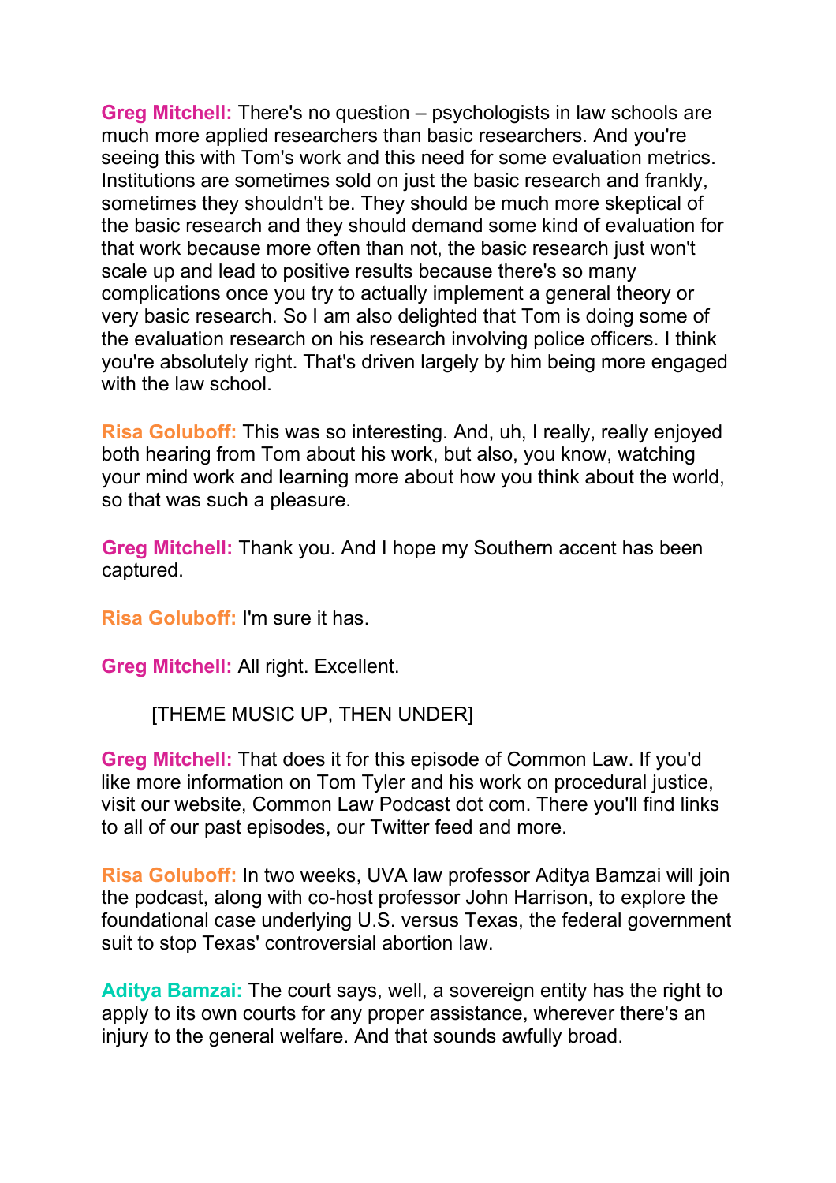**Greg Mitchell:** There's no question – psychologists in law schools are much more applied researchers than basic researchers. And you're seeing this with Tom's work and this need for some evaluation metrics. Institutions are sometimes sold on just the basic research and frankly, sometimes they shouldn't be. They should be much more skeptical of the basic research and they should demand some kind of evaluation for that work because more often than not, the basic research just won't scale up and lead to positive results because there's so many complications once you try to actually implement a general theory or very basic research. So I am also delighted that Tom is doing some of the evaluation research on his research involving police officers. I think you're absolutely right. That's driven largely by him being more engaged with the law school.

**Risa Goluboff:** This was so interesting. And, uh, I really, really enjoyed both hearing from Tom about his work, but also, you know, watching your mind work and learning more about how you think about the world, so that was such a pleasure.

**Greg Mitchell:** Thank you. And I hope my Southern accent has been captured.

**Risa Goluboff:** I'm sure it has.

**Greg Mitchell:** All right. Excellent.

[THEME MUSIC UP, THEN UNDER]

**Greg Mitchell:** That does it for this episode of Common Law. If you'd like more information on Tom Tyler and his work on procedural justice, visit our website, Common Law Podcast dot com. There you'll find links to all of our past episodes, our Twitter feed and more.

**Risa Goluboff:** In two weeks, UVA law professor Aditya Bamzai will join the podcast, along with co-host professor John Harrison, to explore the foundational case underlying U.S. versus Texas, the federal government suit to stop Texas' controversial abortion law.

**Aditya Bamzai:** The court says, well, a sovereign entity has the right to apply to its own courts for any proper assistance, wherever there's an injury to the general welfare. And that sounds awfully broad.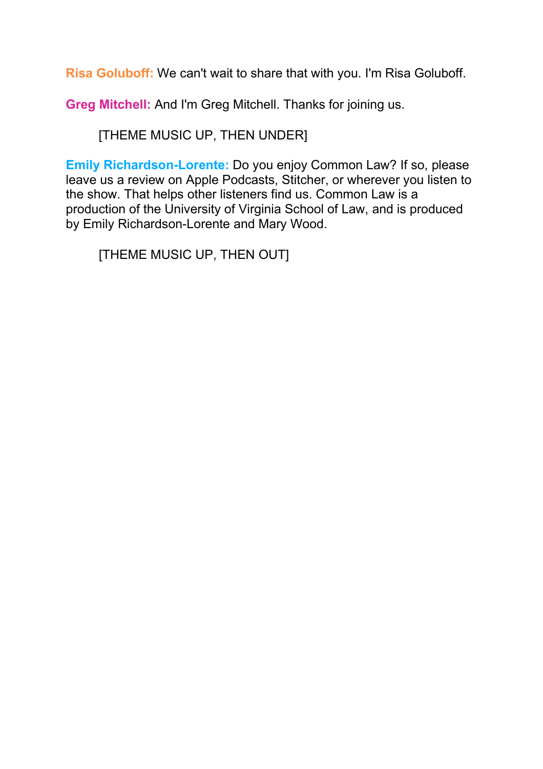**Risa Goluboff:** We can't wait to share that with you. I'm Risa Goluboff.

**Greg Mitchell:** And I'm Greg Mitchell. Thanks for joining us.

[THEME MUSIC UP, THEN UNDER]

**Emily Richardson-Lorente:** Do you enjoy Common Law? If so, please leave us a review on Apple Podcasts, Stitcher, or wherever you listen to the show. That helps other listeners find us. Common Law is a production of the University of Virginia School of Law, and is produced by Emily Richardson-Lorente and Mary Wood.

[THEME MUSIC UP, THEN OUT]